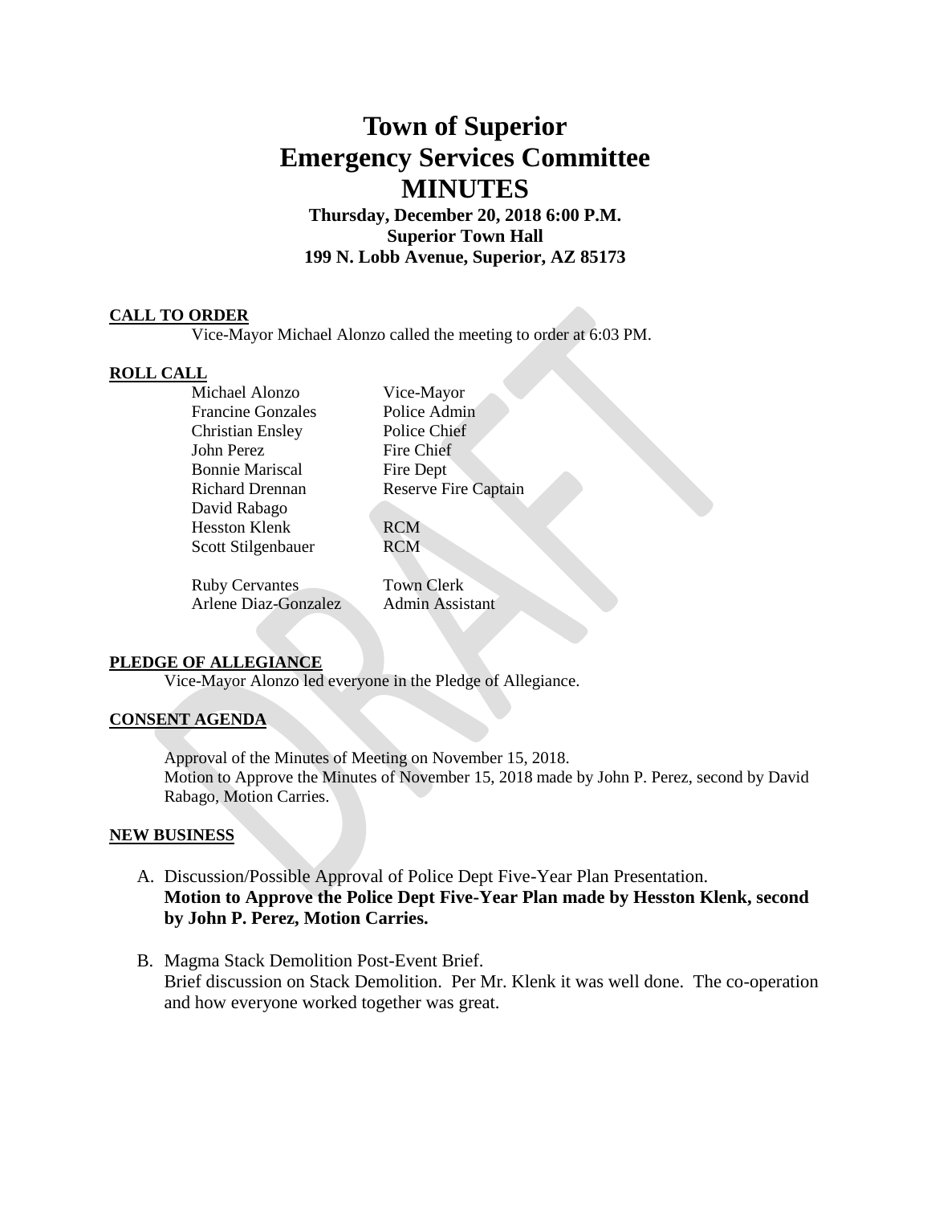#### Town of Superior
#### Emergency Services Committee
#### MINUTES

**Thursday, December 20, 2018 6:00 P.M.**
**Superior Town Hall**
**199 N. Lobb Avenue, Superior, AZ 85173**

**CALL TO ORDER**

Vice-Mayor Michael Alonzo called the meeting to order at 6:03 PM.

**ROLL CALL**

| | |
|---|---|
| Michael Alonzo | Vice-Mayor |
| Francine Gonzales | Police Admin |
| Christian Ensley | Police Chief |
| John Perez | Fire Chief |
| Bonnie Mariscal | Fire Dept |
| Richard Drennan | Reserve Fire Captain |
| David Rabago | |
| Hesston Klenk | RCM |
| Scott Stilgenbauer | RCM |
| Ruby Cervantes | Town Clerk |
| Arlene Diaz-Gonzalez | Admin Assistant |

**PLEDGE OF ALLEGIANCE**

Vice-Mayor Alonzo led everyone in the Pledge of Allegiance.

**CONSENT AGENDA**

Approval of the Minutes of Meeting on November 15, 2018.
Motion to Approve the Minutes of November 15, 2018 made by John P. Perez, second by David Rabago, Motion Carries.

**NEW BUSINESS**

A. Discussion/Possible Approval of Police Dept Five-Year Plan Presentation.
**Motion to Approve the Police Dept Five-Year Plan made by Hesston Klenk, second by John P. Perez, Motion Carries.**

B. Magma Stack Demolition Post-Event Brief.
Brief discussion on Stack Demolition. Per Mr. Klenk it was well done. The co-operation and how everyone worked together was great.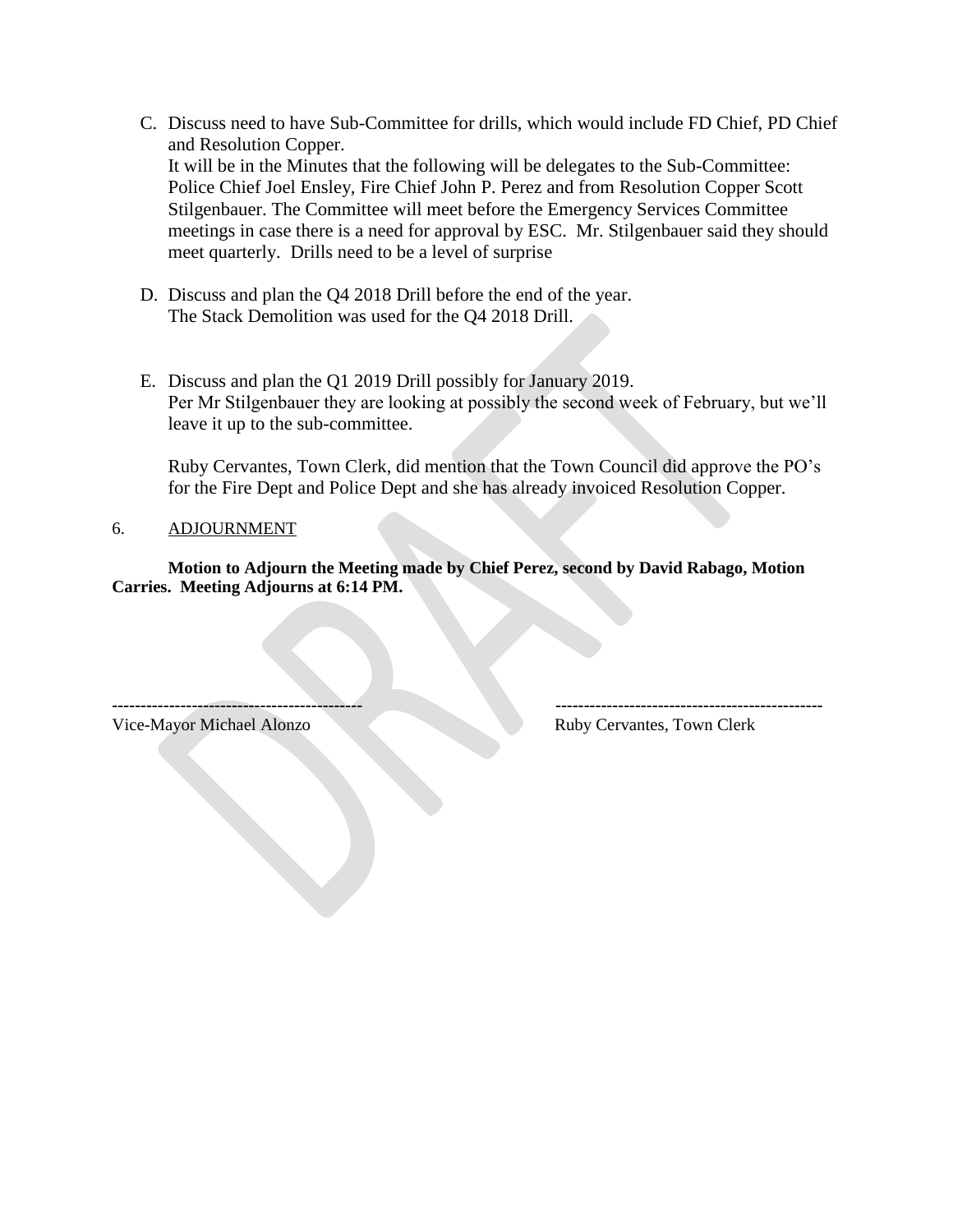C. Discuss need to have Sub-Committee for drills, which would include FD Chief, PD Chief and Resolution Copper.
   It will be in the Minutes that the following will be delegates to the Sub-Committee: Police Chief Joel Ensley, Fire Chief John P. Perez and from Resolution Copper Scott Stilgenbauer. The Committee will meet before the Emergency Services Committee meetings in case there is a need for approval by ESC. Mr. Stilgenbauer said they should meet quarterly. Drills need to be a level of surprise

D. Discuss and plan the Q4 2018 Drill before the end of the year.
   The Stack Demolition was used for the Q4 2018 Drill.

E. Discuss and plan the Q1 2019 Drill possibly for January 2019.
   Per Mr Stilgenbauer they are looking at possibly the second week of February, but we'll leave it up to the sub-committee.

   Ruby Cervantes, Town Clerk, did mention that the Town Council did approve the PO's for the Fire Dept and Police Dept and she has already invoiced Resolution Copper.

6. ADJOURNMENT

**Motion to Adjourn the Meeting made by Chief Perez, second by David Rabago, Motion Carries. Meeting Adjourns at 6:14 PM.**

--------------------------------------------
Vice-Mayor Michael Alonzo

----------------------------------------------
Ruby Cervantes, Town Clerk

DRAFT